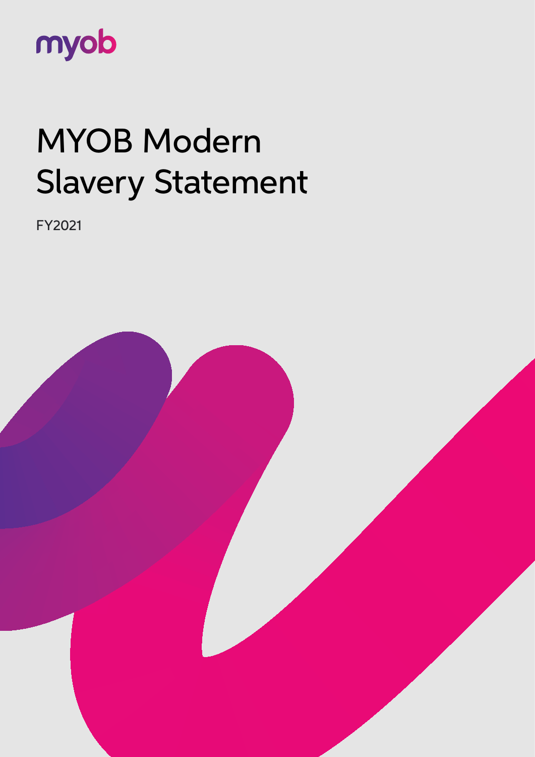myob

# MYOB Modern Slavery Statement

FY2021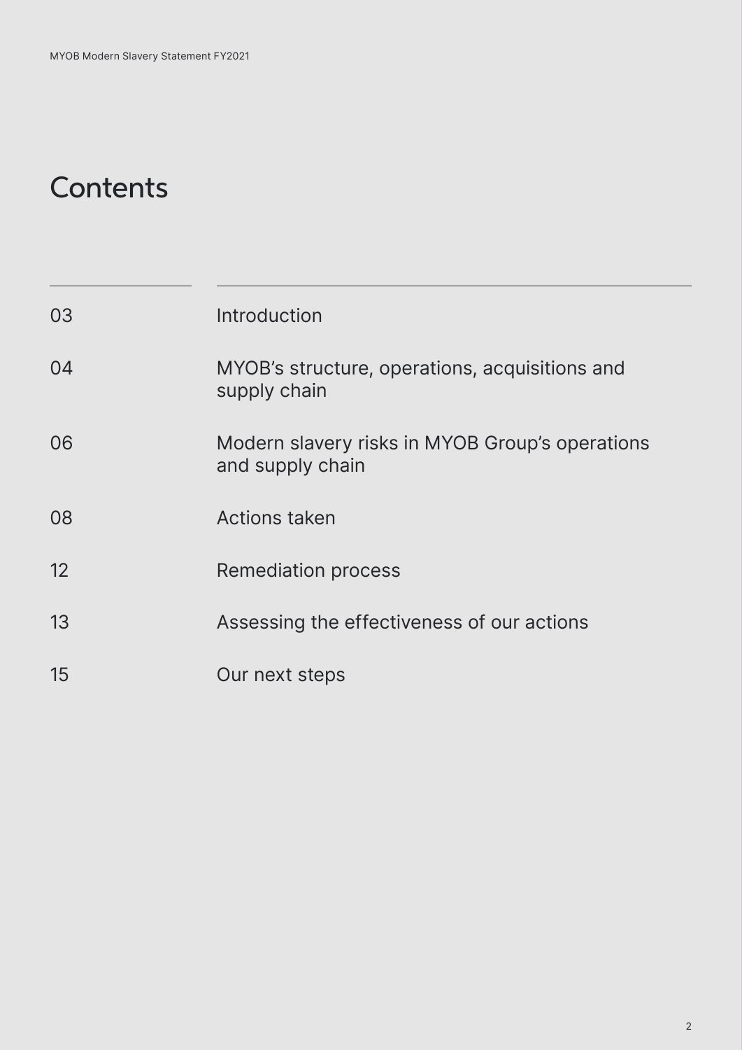# Contents

| | |
|---|---|
| 03 | Introduction |
| 04 | MYOB's structure, operations, acquisitions and supply chain |
| 06 | Modern slavery risks in MYOB Group's operations and supply chain |
| 08 | Actions taken |
| 12 | Remediation process |
| 13 | Assessing the effectiveness of our actions |
| 15 | Our next steps |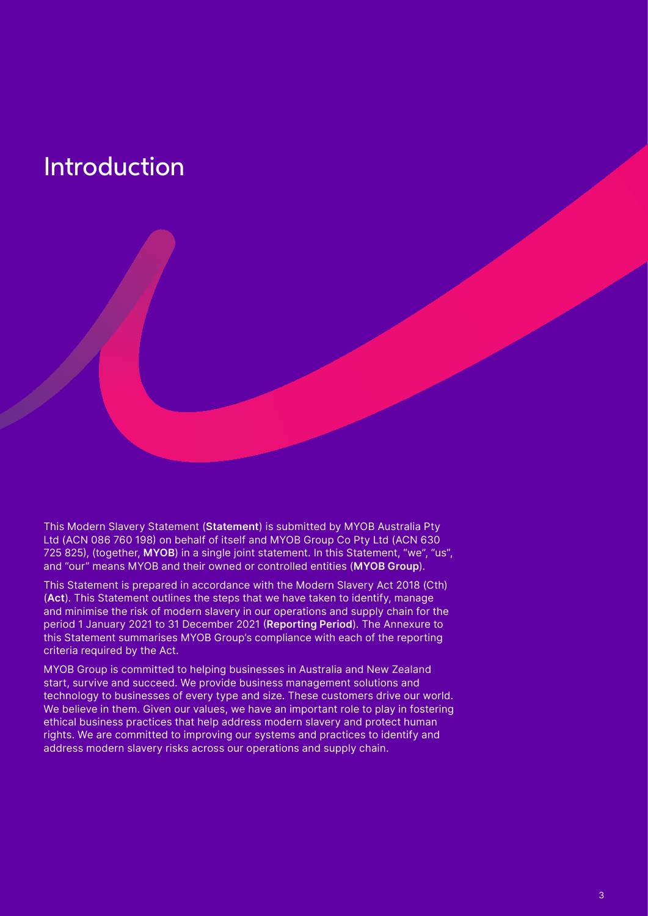# Introduction

This Modern Slavery Statement (**Statement**) is submitted by MYOB Australia Pty Ltd (ACN 086 760 198) on behalf of itself and MYOB Group Co Pty Ltd (ACN 630 725 825), (together, **MYOB**) in a single joint statement. In this Statement, "we", "us", and "our" means MYOB and their owned or controlled entities (**MYOB Group**).

This Statement is prepared in accordance with the Modern Slavery Act 2018 (Cth) (**Act**). This Statement outlines the steps that we have taken to identify, manage and minimise the risk of modern slavery in our operations and supply chain for the period 1 January 2021 to 31 December 2021 (**Reporting Period**). The Annexure to this Statement summarises MYOB Group's compliance with each of the reporting criteria required by the Act.

MYOB Group is committed to helping businesses in Australia and New Zealand start, survive and succeed. We provide business management solutions and technology to businesses of every type and size. These customers drive our world. We believe in them. Given our values, we have an important role to play in fostering ethical business practices that help address modern slavery and protect human rights. We are committed to improving our systems and practices to identify and address modern slavery risks across our operations and supply chain.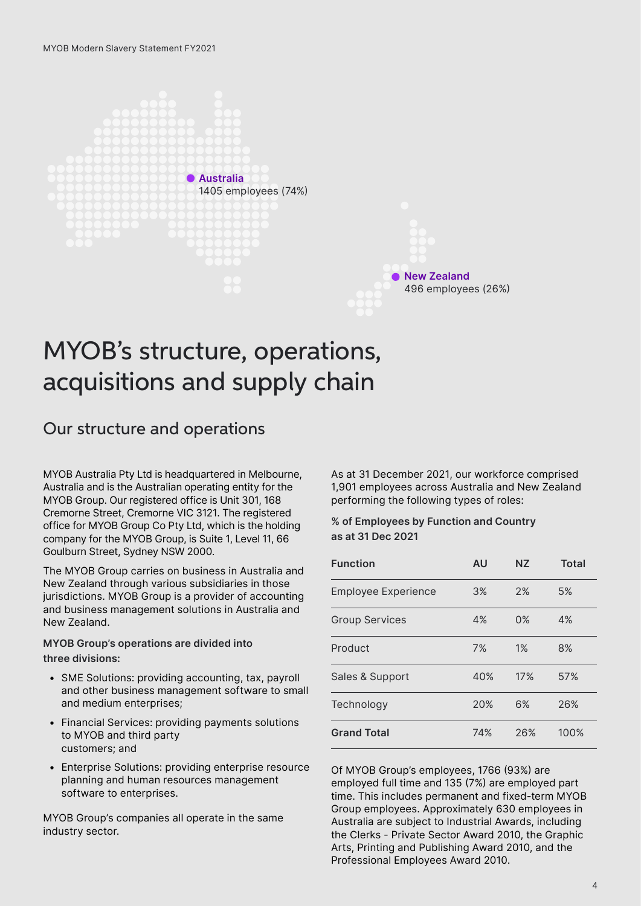**Australia**
1405 employees (74%)

**New Zealand**
496 employees (26%)

# MYOB's structure, operations, acquisitions and supply chain

## Our structure and operations

MYOB Australia Pty Ltd is headquartered in Melbourne, Australia and is the Australian operating entity for the MYOB Group. Our registered office is Unit 301, 168 Cremorne Street, Cremorne VIC 3121. The registered office for MYOB Group Co Pty Ltd, which is the holding company for the MYOB Group, is Suite 1, Level 11, 66 Goulburn Street, Sydney NSW 2000.

The MYOB Group carries on business in Australia and New Zealand through various subsidiaries in those jurisdictions. MYOB Group is a provider of accounting and business management solutions in Australia and New Zealand.

**MYOB Group's operations are divided into three divisions:**

- SME Solutions: providing accounting, tax, payroll and other business management software to small and medium enterprises;
- Financial Services: providing payments solutions to MYOB and third party customers; and
- Enterprise Solutions: providing enterprise resource planning and human resources management software to enterprises.

MYOB Group's companies all operate in the same industry sector.

As at 31 December 2021, our workforce comprised 1,901 employees across Australia and New Zealand performing the following types of roles:

**% of Employees by Function and Country as at 31 Dec 2021**

| Function | AU | NZ | Total |
|---|---|---|---|
| Employee Experience | 3% | 2% | 5% |
| Group Services | 4% | 0% | 4% |
| Product | 7% | 1% | 8% |
| Sales & Support | 40% | 17% | 57% |
| Technology | 20% | 6% | 26% |
| **Grand Total** | 74% | 26% | 100% |

Of MYOB Group's employees, 1766 (93%) are employed full time and 135 (7%) are employed part time. This includes permanent and fixed-term MYOB Group employees. Approximately 630 employees in Australia are subject to Industrial Awards, including the Clerks - Private Sector Award 2010, the Graphic Arts, Printing and Publishing Award 2010, and the Professional Employees Award 2010.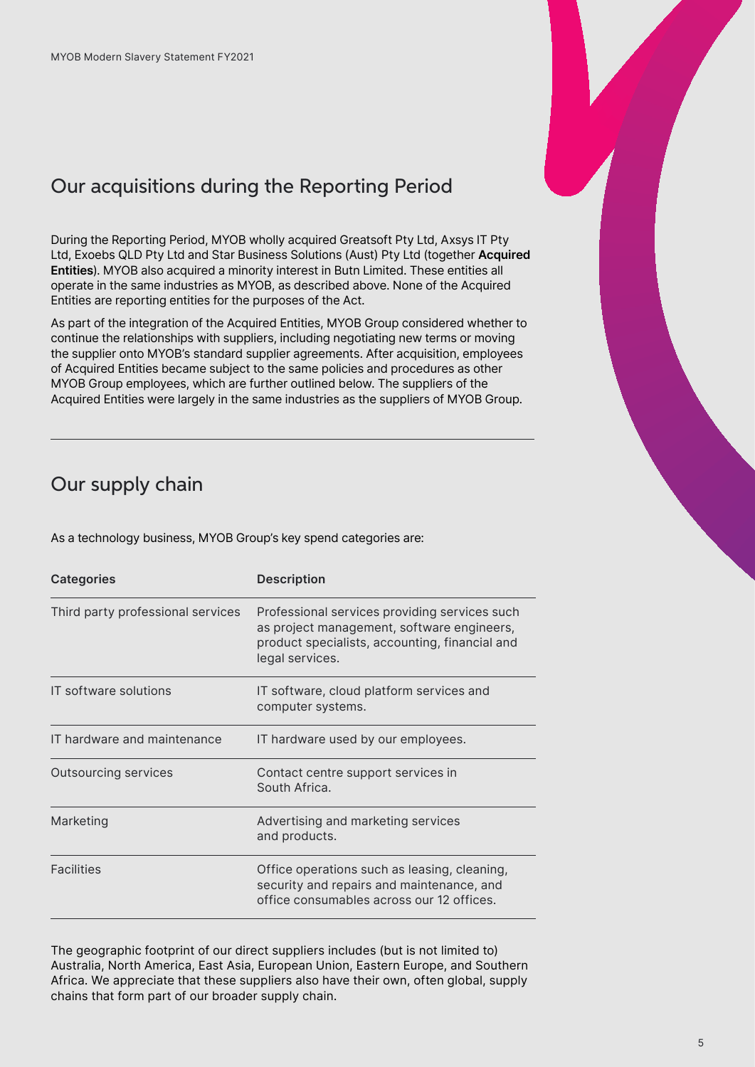## Our acquisitions during the Reporting Period

During the Reporting Period, MYOB wholly acquired Greatsoft Pty Ltd, Axsys IT Pty Ltd, Exoebs QLD Pty Ltd and Star Business Solutions (Aust) Pty Ltd (together **Acquired Entities**). MYOB also acquired a minority interest in Butn Limited. These entities all operate in the same industries as MYOB, as described above. None of the Acquired Entities are reporting entities for the purposes of the Act.

As part of the integration of the Acquired Entities, MYOB Group considered whether to continue the relationships with suppliers, including negotiating new terms or moving the supplier onto MYOB's standard supplier agreements. After acquisition, employees of Acquired Entities became subject to the same policies and procedures as other MYOB Group employees, which are further outlined below. The suppliers of the Acquired Entities were largely in the same industries as the suppliers of MYOB Group.

## Our supply chain

As a technology business, MYOB Group's key spend categories are:

| Categories | Description |
|---|---|
| Third party professional services | Professional services providing services such as project management, software engineers, product specialists, accounting, financial and legal services. |
| IT software solutions | IT software, cloud platform services and computer systems. |
| IT hardware and maintenance | IT hardware used by our employees. |
| Outsourcing services | Contact centre support services in South Africa. |
| Marketing | Advertising and marketing services and products. |
| Facilities | Office operations such as leasing, cleaning, security and repairs and maintenance, and office consumables across our 12 offices. |

The geographic footprint of our direct suppliers includes (but is not limited to) Australia, North America, East Asia, European Union, Eastern Europe, and Southern Africa. We appreciate that these suppliers also have their own, often global, supply chains that form part of our broader supply chain.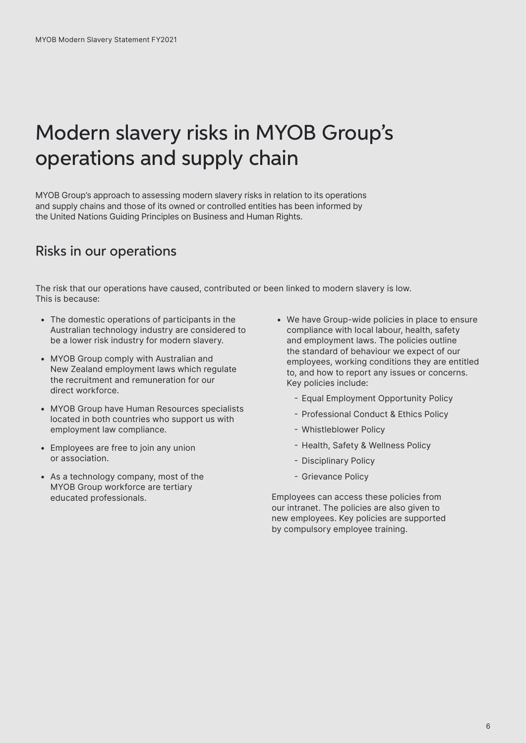# Modern slavery risks in MYOB Group's operations and supply chain

MYOB Group's approach to assessing modern slavery risks in relation to its operations and supply chains and those of its owned or controlled entities has been informed by the United Nations Guiding Principles on Business and Human Rights.

## Risks in our operations

The risk that our operations have caused, contributed or been linked to modern slavery is low. This is because:

- The domestic operations of participants in the Australian technology industry are considered to be a lower risk industry for modern slavery.
- MYOB Group comply with Australian and New Zealand employment laws which regulate the recruitment and remuneration for our direct workforce.
- MYOB Group have Human Resources specialists located in both countries who support us with employment law compliance.
- Employees are free to join any union or association.
- As a technology company, most of the MYOB Group workforce are tertiary educated professionals.
- We have Group-wide policies in place to ensure compliance with local labour, health, safety and employment laws. The policies outline the standard of behaviour we expect of our employees, working conditions they are entitled to, and how to report any issues or concerns. Key policies include:
  - Equal Employment Opportunity Policy
  - Professional Conduct & Ethics Policy
  - Whistleblower Policy
  - Health, Safety & Wellness Policy
  - Disciplinary Policy
  - Grievance Policy

Employees can access these policies from our intranet. The policies are also given to new employees. Key policies are supported by compulsory employee training.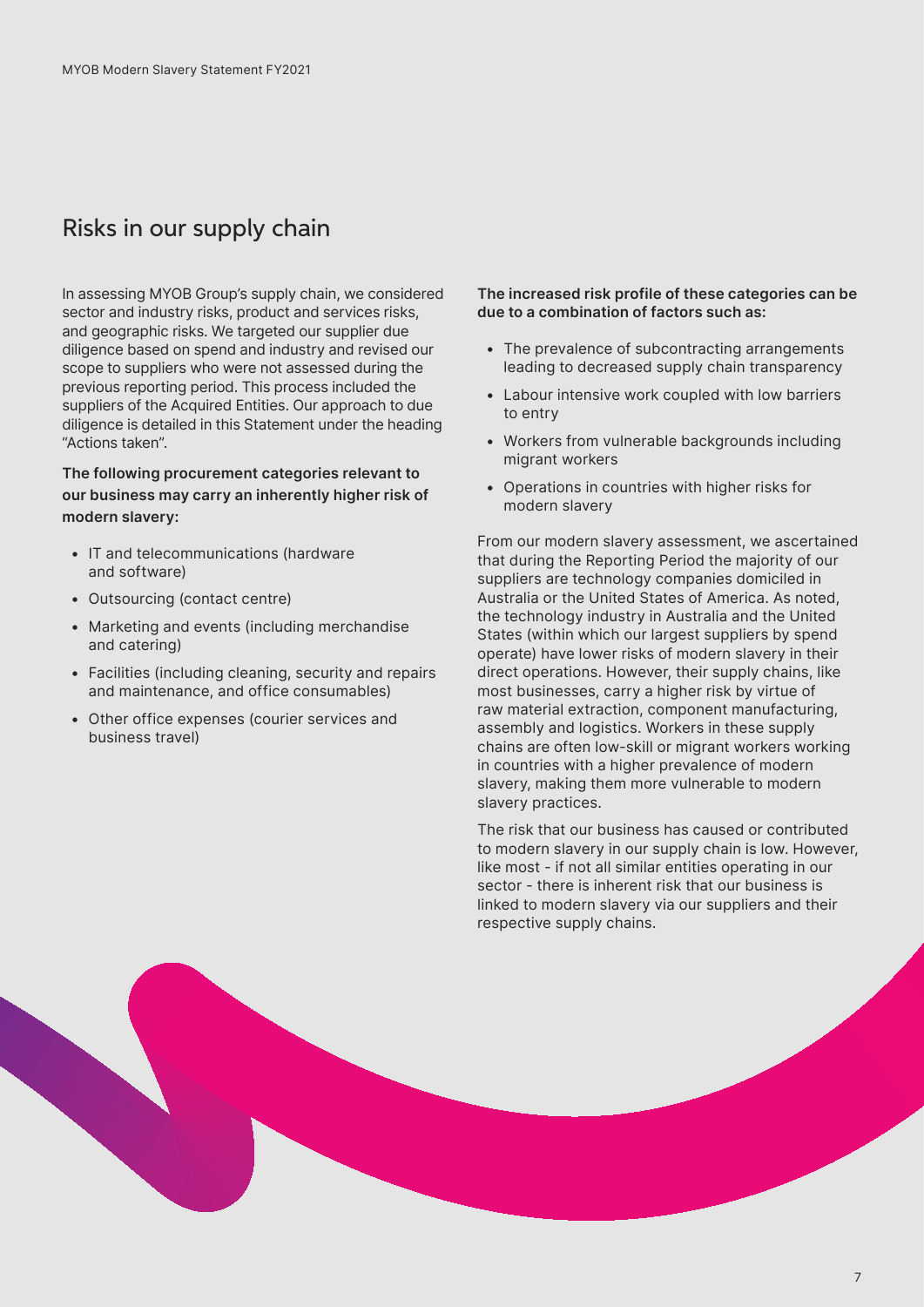## Risks in our supply chain

In assessing MYOB Group's supply chain, we considered sector and industry risks, product and services risks, and geographic risks. We targeted our supplier due diligence based on spend and industry and revised our scope to suppliers who were not assessed during the previous reporting period. This process included the suppliers of the Acquired Entities. Our approach to due diligence is detailed in this Statement under the heading "Actions taken".

**The following procurement categories relevant to our business may carry an inherently higher risk of modern slavery:**

- IT and telecommunications (hardware and software)
- Outsourcing (contact centre)
- Marketing and events (including merchandise and catering)
- Facilities (including cleaning, security and repairs and maintenance, and office consumables)
- Other office expenses (courier services and business travel)

**The increased risk profile of these categories can be due to a combination of factors such as:**

- The prevalence of subcontracting arrangements leading to decreased supply chain transparency
- Labour intensive work coupled with low barriers to entry
- Workers from vulnerable backgrounds including migrant workers
- Operations in countries with higher risks for modern slavery

From our modern slavery assessment, we ascertained that during the Reporting Period the majority of our suppliers are technology companies domiciled in Australia or the United States of America. As noted, the technology industry in Australia and the United States (within which our largest suppliers by spend operate) have lower risks of modern slavery in their direct operations. However, their supply chains, like most businesses, carry a higher risk by virtue of raw material extraction, component manufacturing, assembly and logistics. Workers in these supply chains are often low-skill or migrant workers working in countries with a higher prevalence of modern slavery, making them more vulnerable to modern slavery practices.

The risk that our business has caused or contributed to modern slavery in our supply chain is low. However, like most - if not all similar entities operating in our sector - there is inherent risk that our business is linked to modern slavery via our suppliers and their respective supply chains.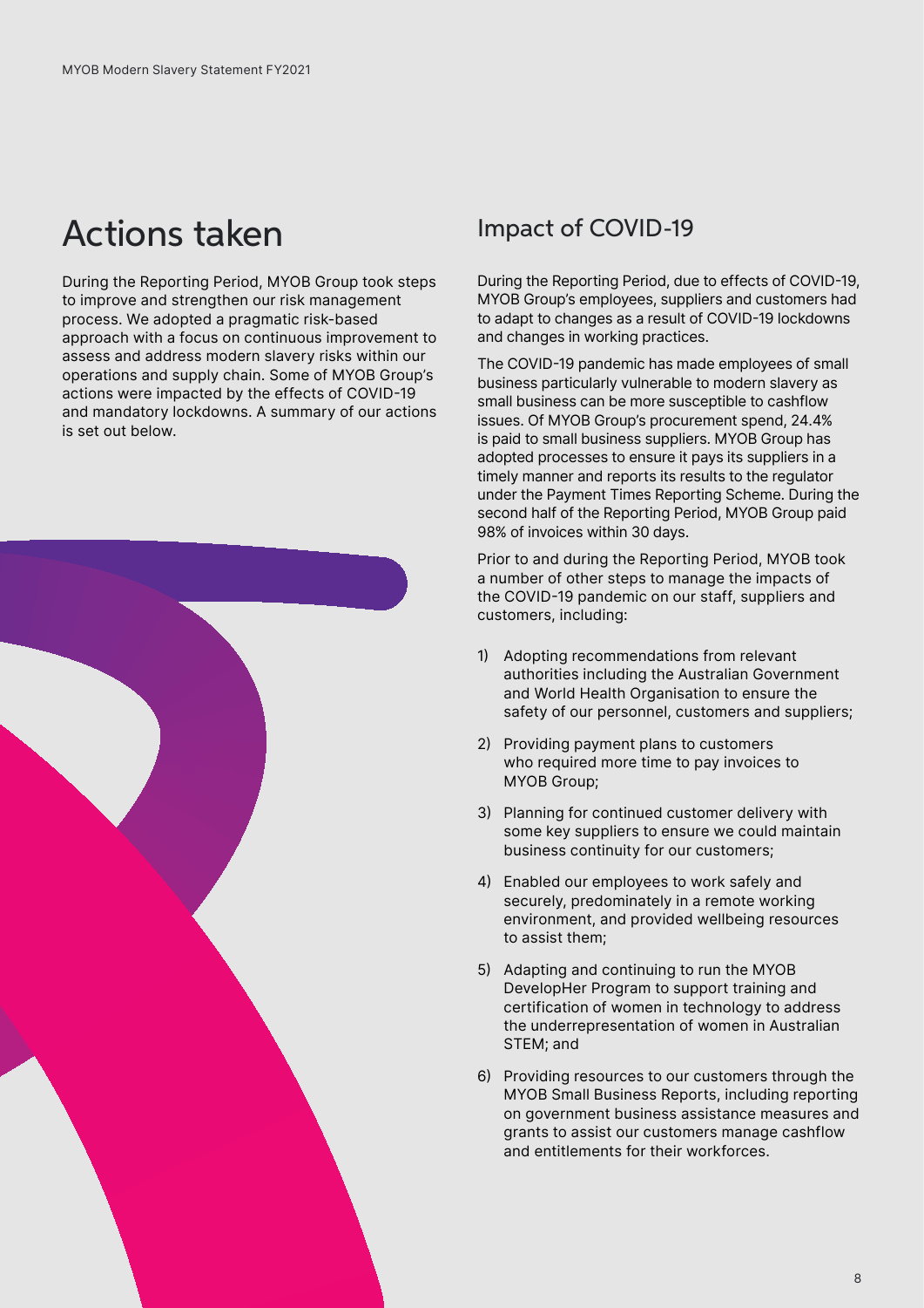# Actions taken

During the Reporting Period, MYOB Group took steps to improve and strengthen our risk management process. We adopted a pragmatic risk-based approach with a focus on continuous improvement to assess and address modern slavery risks within our operations and supply chain. Some of MYOB Group's actions were impacted by the effects of COVID-19 and mandatory lockdowns. A summary of our actions is set out below.

## Impact of COVID-19

During the Reporting Period, due to effects of COVID-19, MYOB Group's employees, suppliers and customers had to adapt to changes as a result of COVID-19 lockdowns and changes in working practices.

The COVID-19 pandemic has made employees of small business particularly vulnerable to modern slavery as small business can be more susceptible to cashflow issues. Of MYOB Group's procurement spend, 24.4% is paid to small business suppliers. MYOB Group has adopted processes to ensure it pays its suppliers in a timely manner and reports its results to the regulator under the Payment Times Reporting Scheme. During the second half of the Reporting Period, MYOB Group paid 98% of invoices within 30 days.

Prior to and during the Reporting Period, MYOB took a number of other steps to manage the impacts of the COVID-19 pandemic on our staff, suppliers and customers, including:

1) Adopting recommendations from relevant authorities including the Australian Government and World Health Organisation to ensure the safety of our personnel, customers and suppliers;
2) Providing payment plans to customers who required more time to pay invoices to MYOB Group;
3) Planning for continued customer delivery with some key suppliers to ensure we could maintain business continuity for our customers;
4) Enabled our employees to work safely and securely, predominately in a remote working environment, and provided wellbeing resources to assist them;
5) Adapting and continuing to run the MYOB DevelopHer Program to support training and certification of women in technology to address the underrepresentation of women in Australian STEM; and
6) Providing resources to our customers through the MYOB Small Business Reports, including reporting on government business assistance measures and grants to assist our customers manage cashflow and entitlements for their workforces.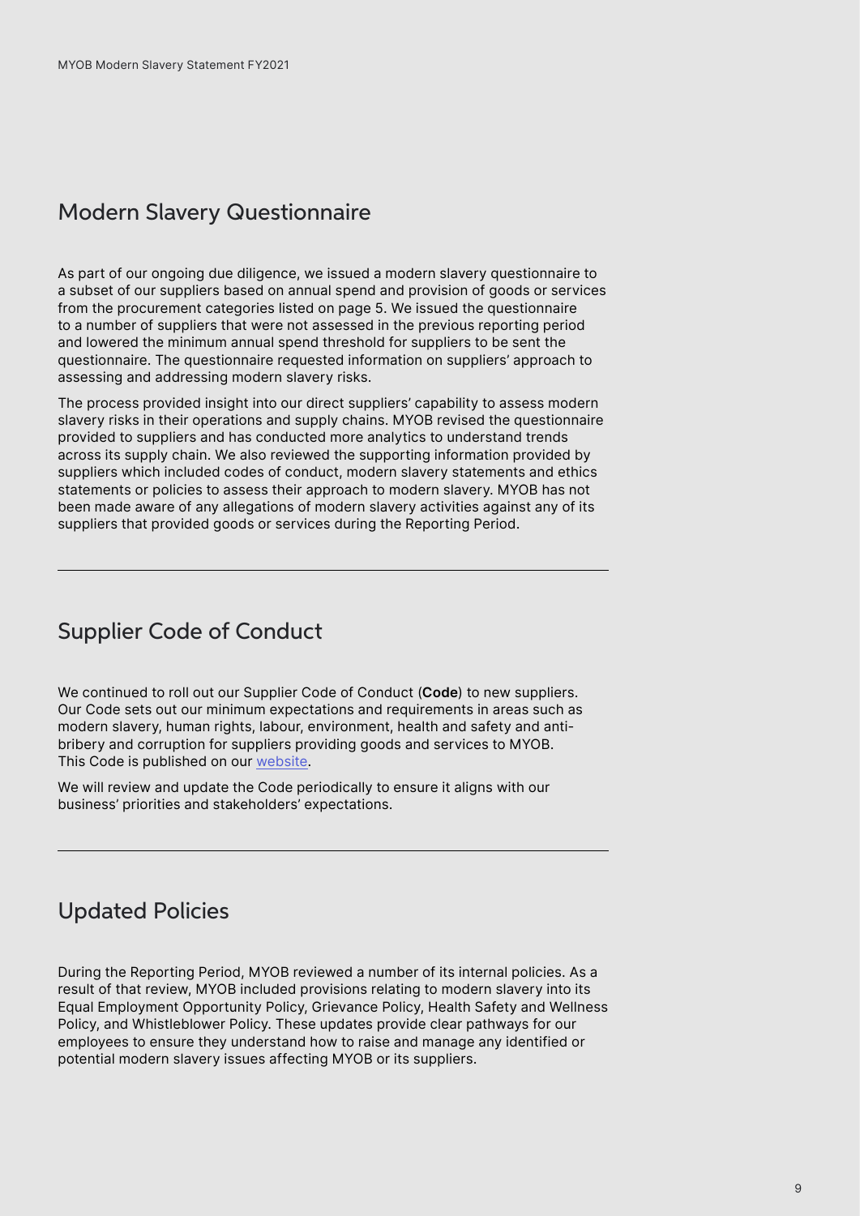## Modern Slavery Questionnaire

As part of our ongoing due diligence, we issued a modern slavery questionnaire to a subset of our suppliers based on annual spend and provision of goods or services from the procurement categories listed on page 5. We issued the questionnaire to a number of suppliers that were not assessed in the previous reporting period and lowered the minimum annual spend threshold for suppliers to be sent the questionnaire. The questionnaire requested information on suppliers' approach to assessing and addressing modern slavery risks.

The process provided insight into our direct suppliers' capability to assess modern slavery risks in their operations and supply chains. MYOB revised the questionnaire provided to suppliers and has conducted more analytics to understand trends across its supply chain. We also reviewed the supporting information provided by suppliers which included codes of conduct, modern slavery statements and ethics statements or policies to assess their approach to modern slavery. MYOB has not been made aware of any allegations of modern slavery activities against any of its suppliers that provided goods or services during the Reporting Period.

---

## Supplier Code of Conduct

We continued to roll out our Supplier Code of Conduct (**Code**) to new suppliers. Our Code sets out our minimum expectations and requirements in areas such as modern slavery, human rights, labour, environment, health and safety and anti-bribery and corruption for suppliers providing goods and services to MYOB. This Code is published on our website.

We will review and update the Code periodically to ensure it aligns with our business' priorities and stakeholders' expectations.

---

## Updated Policies

During the Reporting Period, MYOB reviewed a number of its internal policies. As a result of that review, MYOB included provisions relating to modern slavery into its Equal Employment Opportunity Policy, Grievance Policy, Health Safety and Wellness Policy, and Whistleblower Policy. These updates provide clear pathways for our employees to ensure they understand how to raise and manage any identified or potential modern slavery issues affecting MYOB or its suppliers.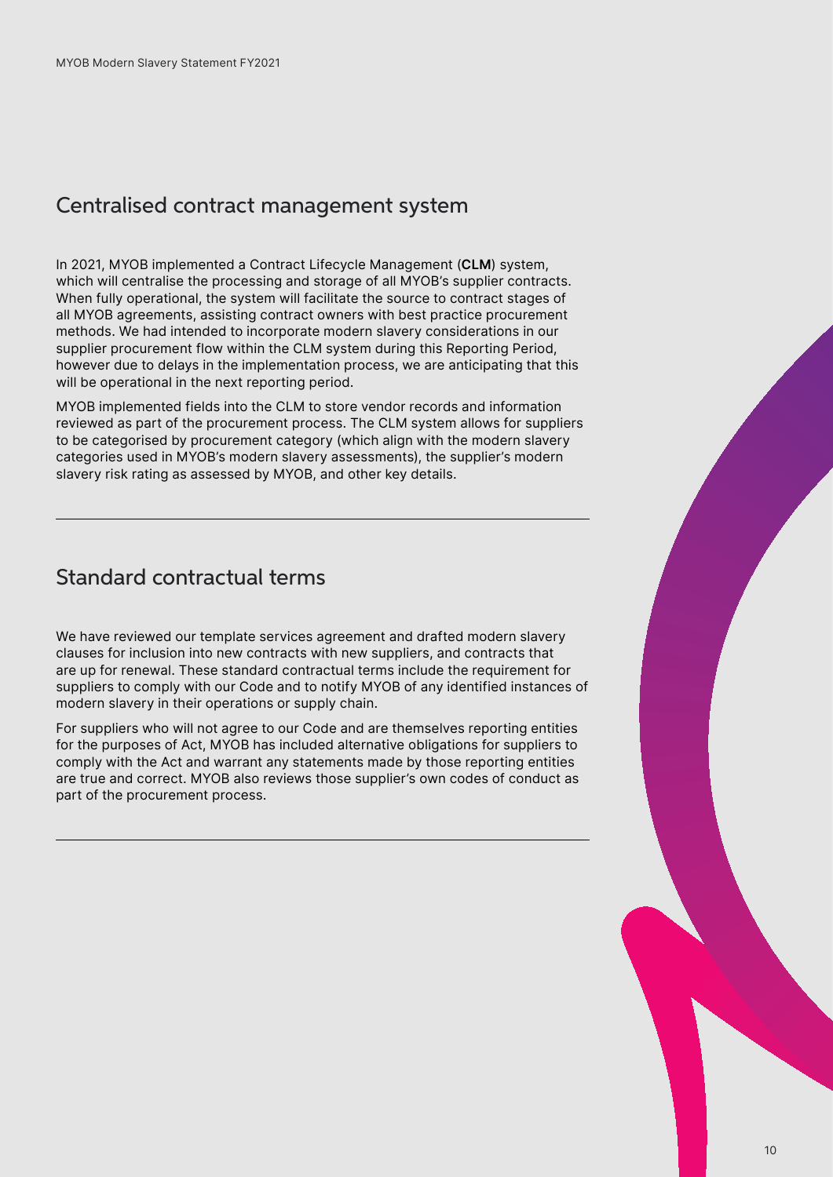## Centralised contract management system

In 2021, MYOB implemented a Contract Lifecycle Management (**CLM**) system, which will centralise the processing and storage of all MYOB's supplier contracts. When fully operational, the system will facilitate the source to contract stages of all MYOB agreements, assisting contract owners with best practice procurement methods. We had intended to incorporate modern slavery considerations in our supplier procurement flow within the CLM system during this Reporting Period, however due to delays in the implementation process, we are anticipating that this will be operational in the next reporting period.

MYOB implemented fields into the CLM to store vendor records and information reviewed as part of the procurement process. The CLM system allows for suppliers to be categorised by procurement category (which align with the modern slavery categories used in MYOB's modern slavery assessments), the supplier's modern slavery risk rating as assessed by MYOB, and other key details.

---

## Standard contractual terms

We have reviewed our template services agreement and drafted modern slavery clauses for inclusion into new contracts with new suppliers, and contracts that are up for renewal. These standard contractual terms include the requirement for suppliers to comply with our Code and to notify MYOB of any identified instances of modern slavery in their operations or supply chain.

For suppliers who will not agree to our Code and are themselves reporting entities for the purposes of Act, MYOB has included alternative obligations for suppliers to comply with the Act and warrant any statements made by those reporting entities are true and correct. MYOB also reviews those supplier's own codes of conduct as part of the procurement process.

---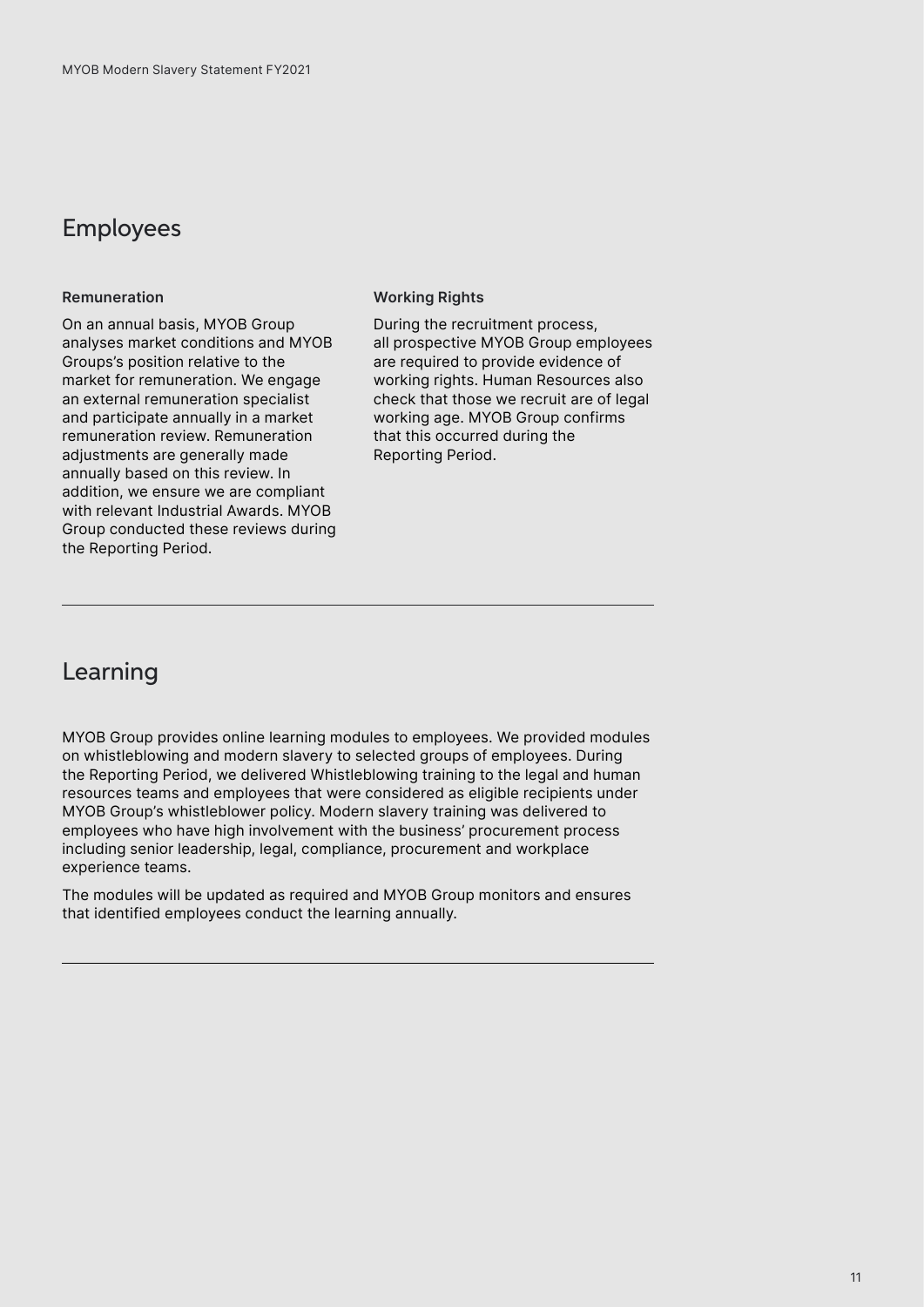## Employees

### Remuneration

On an annual basis, MYOB Group analyses market conditions and MYOB Groups's position relative to the market for remuneration. We engage an external remuneration specialist and participate annually in a market remuneration review. Remuneration adjustments are generally made annually based on this review. In addition, we ensure we are compliant with relevant Industrial Awards. MYOB Group conducted these reviews during the Reporting Period.

### Working Rights

During the recruitment process, all prospective MYOB Group employees are required to provide evidence of working rights. Human Resources also check that those we recruit are of legal working age. MYOB Group confirms that this occurred during the Reporting Period.

---

## Learning

MYOB Group provides online learning modules to employees. We provided modules on whistleblowing and modern slavery to selected groups of employees. During the Reporting Period, we delivered Whistleblowing training to the legal and human resources teams and employees that were considered as eligible recipients under MYOB Group's whistleblower policy. Modern slavery training was delivered to employees who have high involvement with the business' procurement process including senior leadership, legal, compliance, procurement and workplace experience teams.

The modules will be updated as required and MYOB Group monitors and ensures that identified employees conduct the learning annually.

---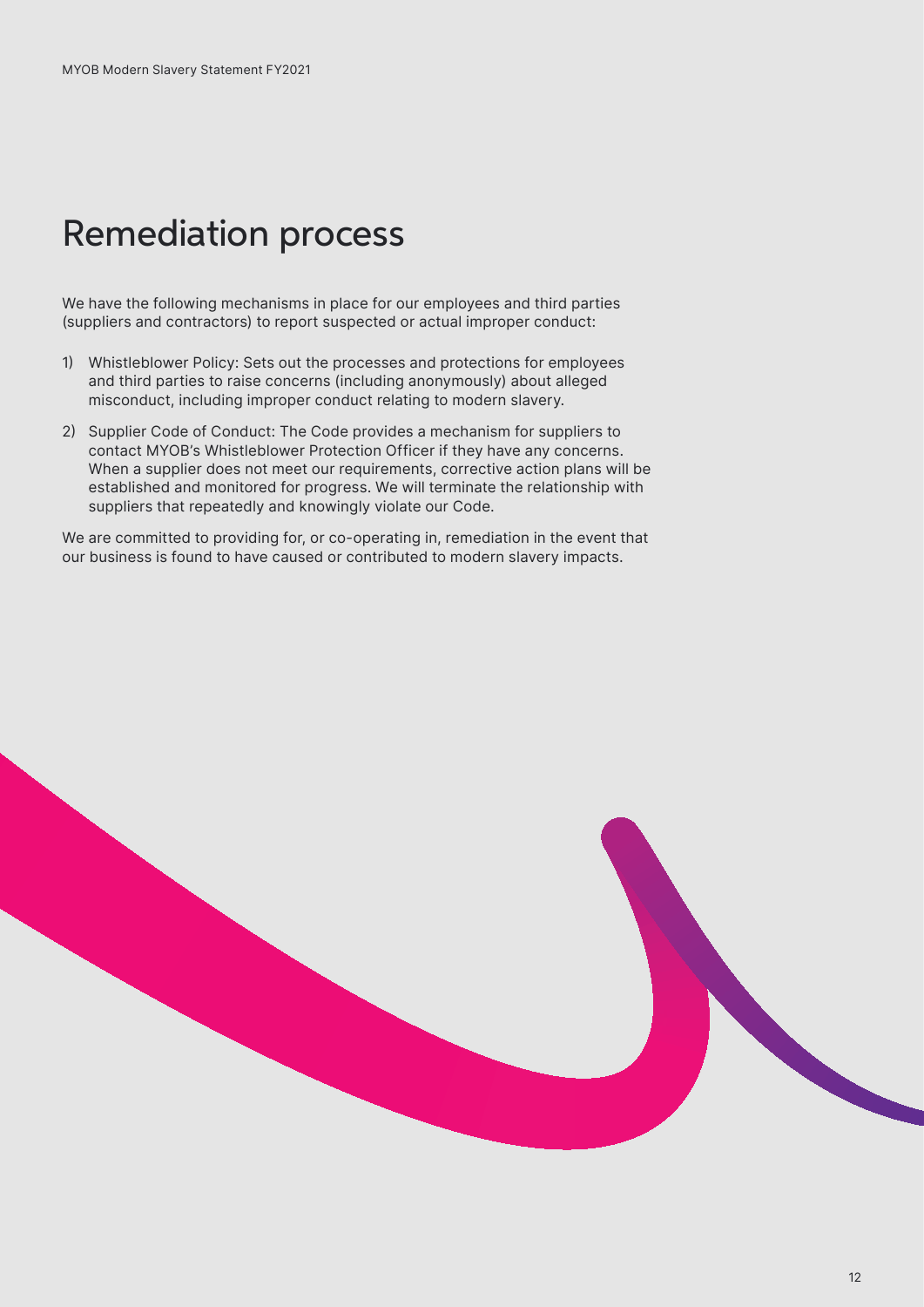# Remediation process

We have the following mechanisms in place for our employees and third parties (suppliers and contractors) to report suspected or actual improper conduct:

1) Whistleblower Policy: Sets out the processes and protections for employees and third parties to raise concerns (including anonymously) about alleged misconduct, including improper conduct relating to modern slavery.
2) Supplier Code of Conduct: The Code provides a mechanism for suppliers to contact MYOB's Whistleblower Protection Officer if they have any concerns. When a supplier does not meet our requirements, corrective action plans will be established and monitored for progress. We will terminate the relationship with suppliers that repeatedly and knowingly violate our Code.

We are committed to providing for, or co-operating in, remediation in the event that our business is found to have caused or contributed to modern slavery impacts.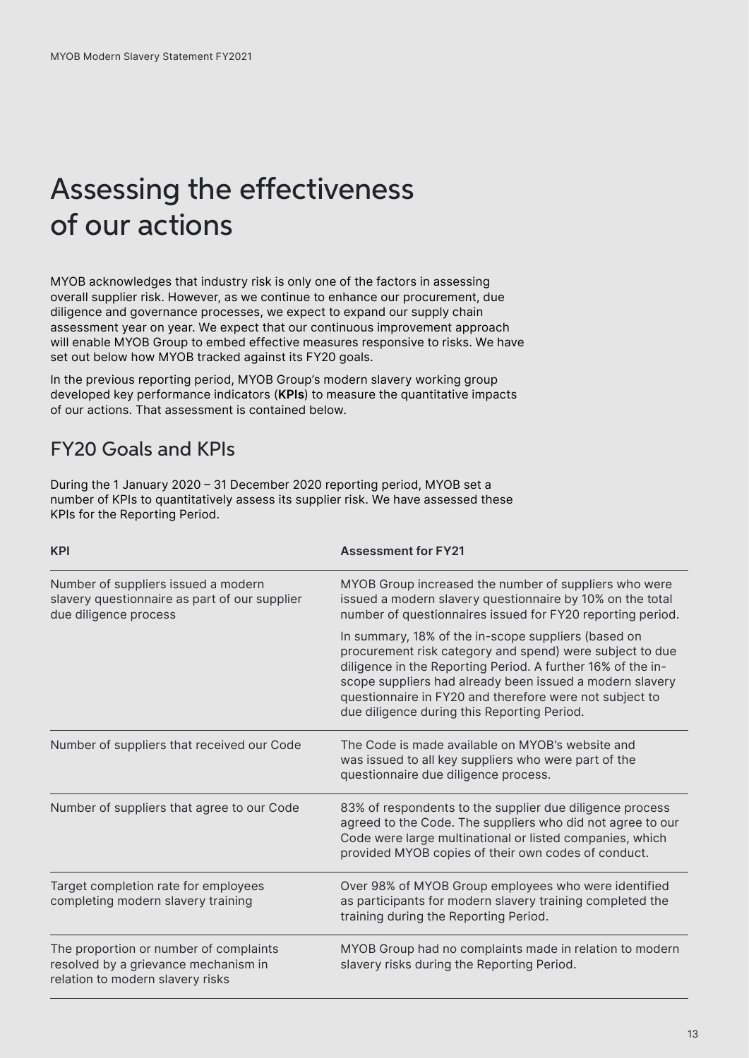# Assessing the effectiveness of our actions

MYOB acknowledges that industry risk is only one of the factors in assessing overall supplier risk. However, as we continue to enhance our procurement, due diligence and governance processes, we expect to expand our supply chain assessment year on year. We expect that our continuous improvement approach will enable MYOB Group to embed effective measures responsive to risks. We have set out below how MYOB tracked against its FY20 goals.

In the previous reporting period, MYOB Group's modern slavery working group developed key performance indicators (**KPIs**) to measure the quantitative impacts of our actions. That assessment is contained below.

## FY20 Goals and KPIs

During the 1 January 2020 – 31 December 2020 reporting period, MYOB set a number of KPIs to quantitatively assess its supplier risk. We have assessed these KPIs for the Reporting Period.

| KPI | Assessment for FY21 |
|---|---|
| Number of suppliers issued a modern slavery questionnaire as part of our supplier due diligence process | MYOB Group increased the number of suppliers who were issued a modern slavery questionnaire by 10% on the total number of questionnaires issued for FY20 reporting period.<br><br>In summary, 18% of the in-scope suppliers (based on procurement risk category and spend) were subject to due diligence in the Reporting Period. A further 16% of the in-scope suppliers had already been issued a modern slavery questionnaire in FY20 and therefore were not subject to due diligence during this Reporting Period. |
| Number of suppliers that received our Code | The Code is made available on MYOB's website and was issued to all key suppliers who were part of the questionnaire due diligence process. |
| Number of suppliers that agree to our Code | 83% of respondents to the supplier due diligence process agreed to the Code. The suppliers who did not agree to our Code were large multinational or listed companies, which provided MYOB copies of their own codes of conduct. |
| Target completion rate for employees completing modern slavery training | Over 98% of MYOB Group employees who were identified as participants for modern slavery training completed the training during the Reporting Period. |
| The proportion or number of complaints resolved by a grievance mechanism in relation to modern slavery risks | MYOB Group had no complaints made in relation to modern slavery risks during the Reporting Period. |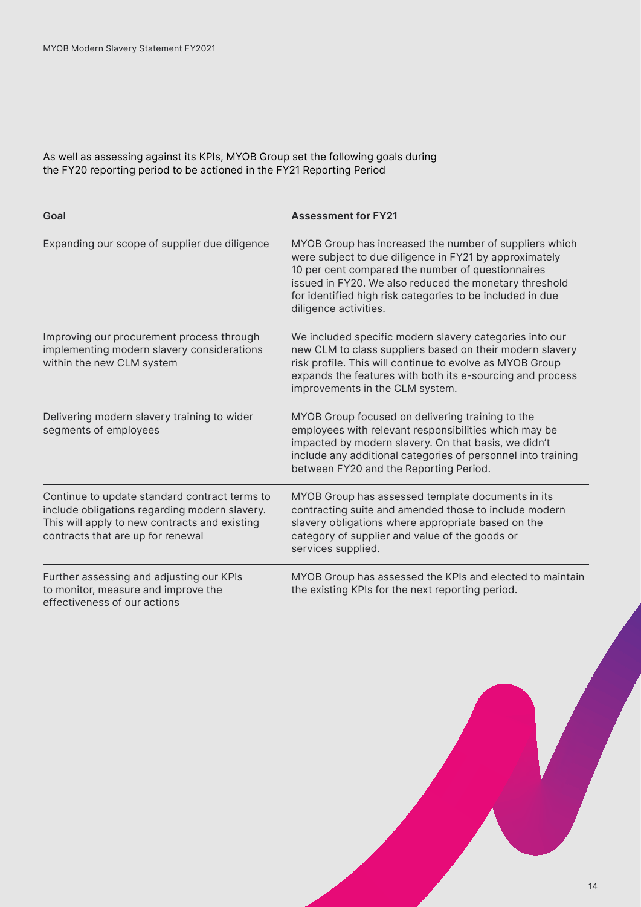As well as assessing against its KPIs, MYOB Group set the following goals during the FY20 reporting period to be actioned in the FY21 Reporting Period

| Goal | Assessment for FY21 |
| --- | --- |
| Expanding our scope of supplier due diligence | MYOB Group has increased the number of suppliers which were subject to due diligence in FY21 by approximately 10 per cent compared the number of questionnaires issued in FY20. We also reduced the monetary threshold for identified high risk categories to be included in due diligence activities. |
| Improving our procurement process through implementing modern slavery considerations within the new CLM system | We included specific modern slavery categories into our new CLM to class suppliers based on their modern slavery risk profile. This will continue to evolve as MYOB Group expands the features with both its e-sourcing and process improvements in the CLM system. |
| Delivering modern slavery training to wider segments of employees | MYOB Group focused on delivering training to the employees with relevant responsibilities which may be impacted by modern slavery. On that basis, we didn't include any additional categories of personnel into training between FY20 and the Reporting Period. |
| Continue to update standard contract terms to include obligations regarding modern slavery. This will apply to new contracts and existing contracts that are up for renewal | MYOB Group has assessed template documents in its contracting suite and amended those to include modern slavery obligations where appropriate based on the category of supplier and value of the goods or services supplied. |
| Further assessing and adjusting our KPIs to monitor, measure and improve the effectiveness of our actions | MYOB Group has assessed the KPIs and elected to maintain the existing KPIs for the next reporting period. |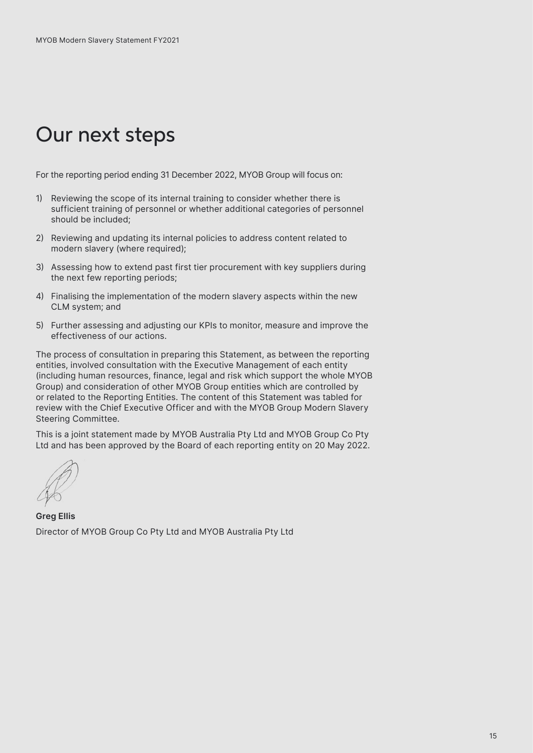# Our next steps

For the reporting period ending 31 December 2022, MYOB Group will focus on:

1) Reviewing the scope of its internal training to consider whether there is sufficient training of personnel or whether additional categories of personnel should be included;
2) Reviewing and updating its internal policies to address content related to modern slavery (where required);
3) Assessing how to extend past first tier procurement with key suppliers during the next few reporting periods;
4) Finalising the implementation of the modern slavery aspects within the new CLM system; and
5) Further assessing and adjusting our KPIs to monitor, measure and improve the effectiveness of our actions.

The process of consultation in preparing this Statement, as between the reporting entities, involved consultation with the Executive Management of each entity (including human resources, finance, legal and risk which support the whole MYOB Group) and consideration of other MYOB Group entities which are controlled by or related to the Reporting Entities. The content of this Statement was tabled for review with the Chief Executive Officer and with the MYOB Group Modern Slavery Steering Committee.

This is a joint statement made by MYOB Australia Pty Ltd and MYOB Group Co Pty Ltd and has been approved by the Board of each reporting entity on 20 May 2022.

**Greg Ellis**

Director of MYOB Group Co Pty Ltd and MYOB Australia Pty Ltd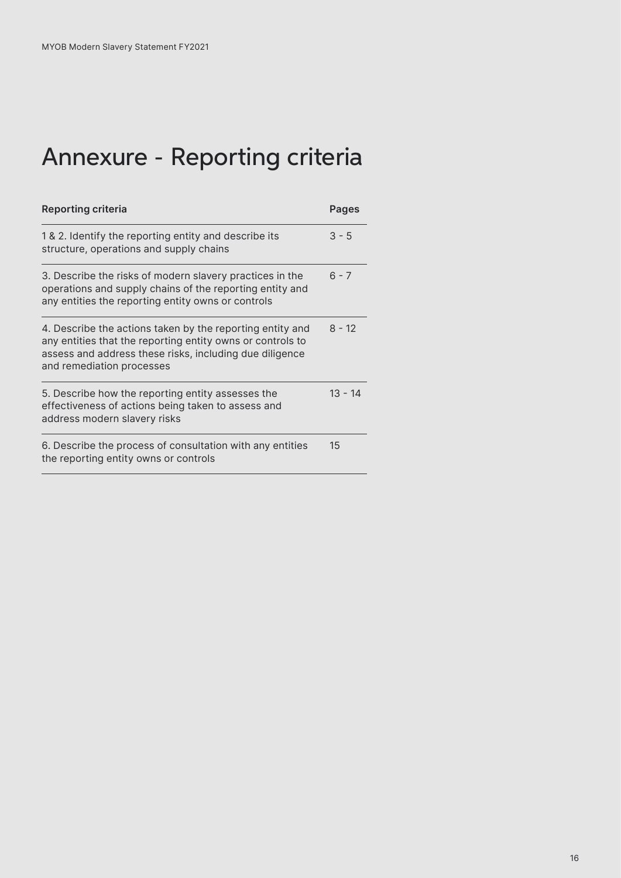# Annexure - Reporting criteria

| Reporting criteria | Pages |
|---|---|
| 1 & 2. Identify the reporting entity and describe its structure, operations and supply chains | 3 - 5 |
| 3. Describe the risks of modern slavery practices in the operations and supply chains of the reporting entity and any entities the reporting entity owns or controls | 6 - 7 |
| 4. Describe the actions taken by the reporting entity and any entities that the reporting entity owns or controls to assess and address these risks, including due diligence and remediation processes | 8 - 12 |
| 5. Describe how the reporting entity assesses the effectiveness of actions being taken to assess and address modern slavery risks | 13 - 14 |
| 6. Describe the process of consultation with any entities the reporting entity owns or controls | 15 |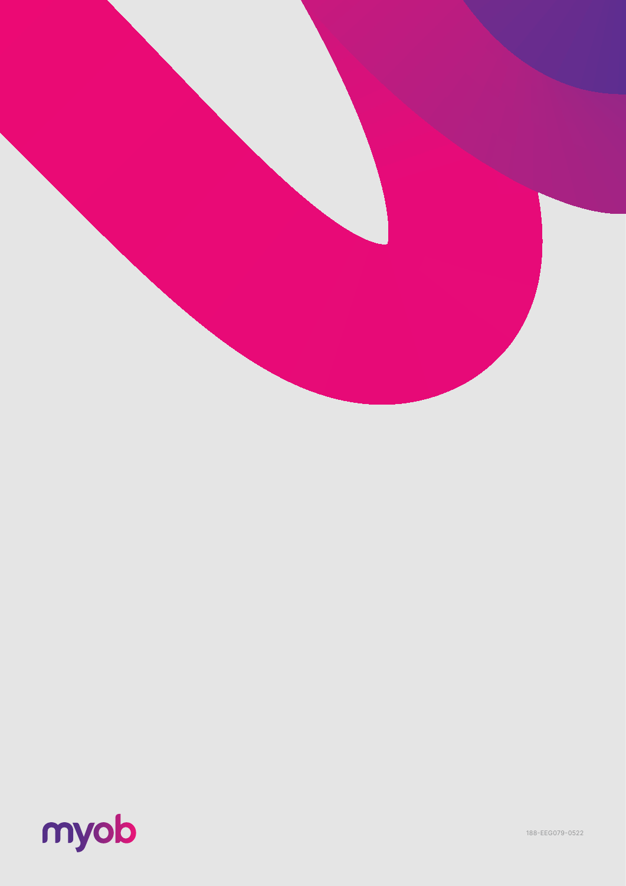myob

188-EEG079-0522